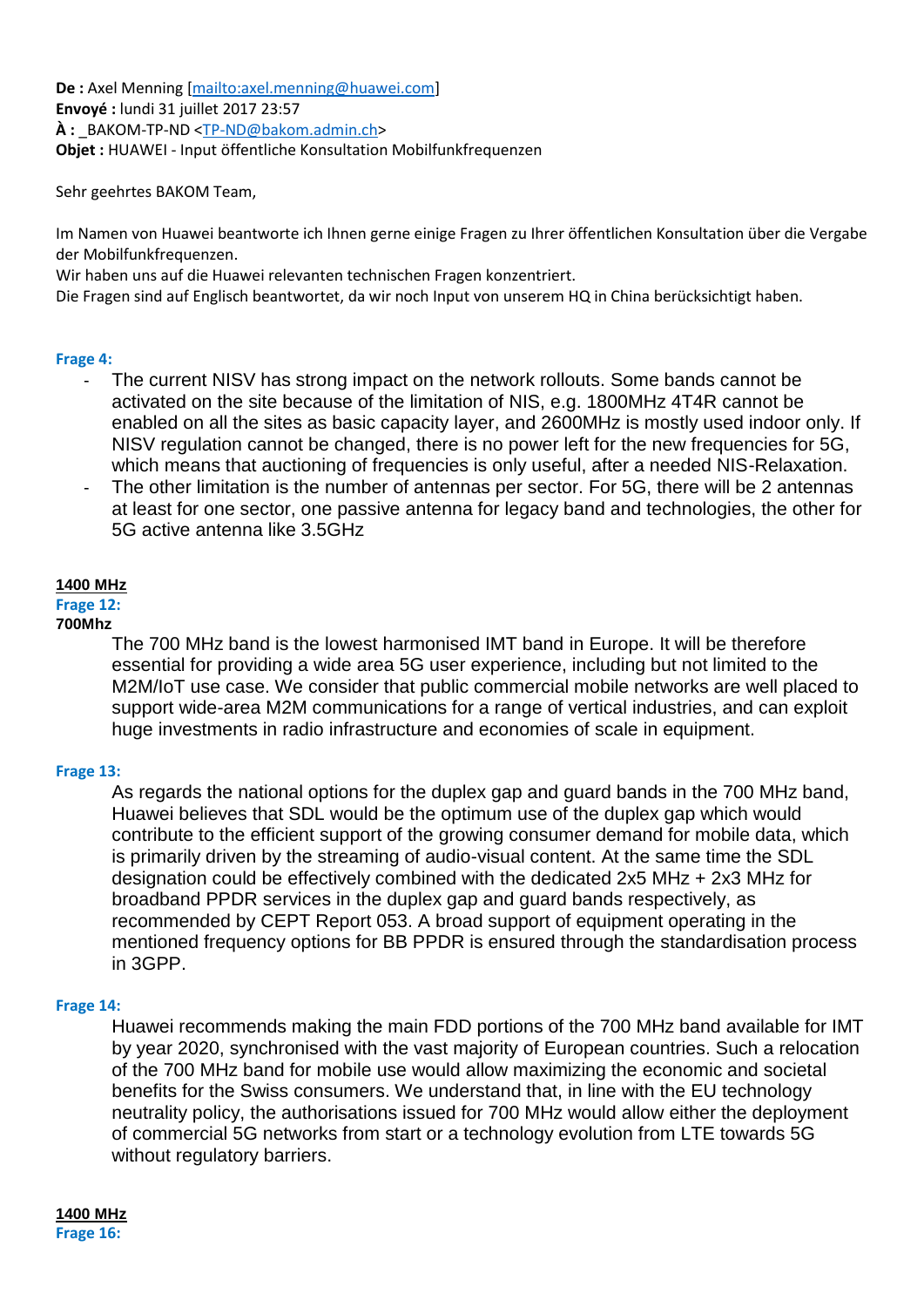**De :** Axel Menning [mailto:axel.menning@huawei.com]
**Envoyé :** lundi 31 juillet 2017 23:57
**À :** _BAKOM-TP-ND <TP-ND@bakom.admin.ch>
**Objet :** HUAWEI - Input öffentliche Konsultation Mobilfunkfrequenzen

Sehr geehrtes BAKOM Team,

Im Namen von Huawei beantworte ich Ihnen gerne einige Fragen zu Ihrer öffentlichen Konsultation über die Vergabe der Mobilfunkfrequenzen.
Wir haben uns auf die Huawei relevanten technischen Fragen konzentriert.
Die Fragen sind auf Englisch beantwortet, da wir noch Input von unserem HQ in China berücksichtigt haben.

**Frage 4:**

- The current NISV has strong impact on the network rollouts. Some bands cannot be activated on the site because of the limitation of NIS, e.g. 1800MHz 4T4R cannot be enabled on all the sites as basic capacity layer, and 2600MHz is mostly used indoor only. If NISV regulation cannot be changed, there is no power left for the new frequencies for 5G, which means that auctioning of frequencies is only useful, after a needed NIS-Relaxation.
- The other limitation is the number of antennas per sector. For 5G, there will be 2 antennas at least for one sector, one passive antenna for legacy band and technologies, the other for 5G active antenna like 3.5GHz

**1400 MHz**

**Frage 12:**

**700Mhz**

The 700 MHz band is the lowest harmonised IMT band in Europe. It will be therefore essential for providing a wide area 5G user experience, including but not limited to the M2M/IoT use case. We consider that public commercial mobile networks are well placed to support wide-area M2M communications for a range of vertical industries, and can exploit huge investments in radio infrastructure and economies of scale in equipment.

**Frage 13:**

As regards the national options for the duplex gap and guard bands in the 700 MHz band, Huawei believes that SDL would be the optimum use of the duplex gap which would contribute to the efficient support of the growing consumer demand for mobile data, which is primarily driven by the streaming of audio-visual content. At the same time the SDL designation could be effectively combined with the dedicated 2x5 MHz + 2x3 MHz for broadband PPDR services in the duplex gap and guard bands respectively, as recommended by CEPT Report 053. A broad support of equipment operating in the mentioned frequency options for BB PPDR is ensured through the standardisation process in 3GPP.

**Frage 14:**

Huawei recommends making the main FDD portions of the 700 MHz band available for IMT by year 2020, synchronised with the vast majority of European countries. Such a relocation of the 700 MHz band for mobile use would allow maximizing the economic and societal benefits for the Swiss consumers. We understand that, in line with the EU technology neutrality policy, the authorisations issued for 700 MHz would allow either the deployment of commercial 5G networks from start or a technology evolution from LTE towards 5G without regulatory barriers.

**1400 MHz**

**Frage 16:**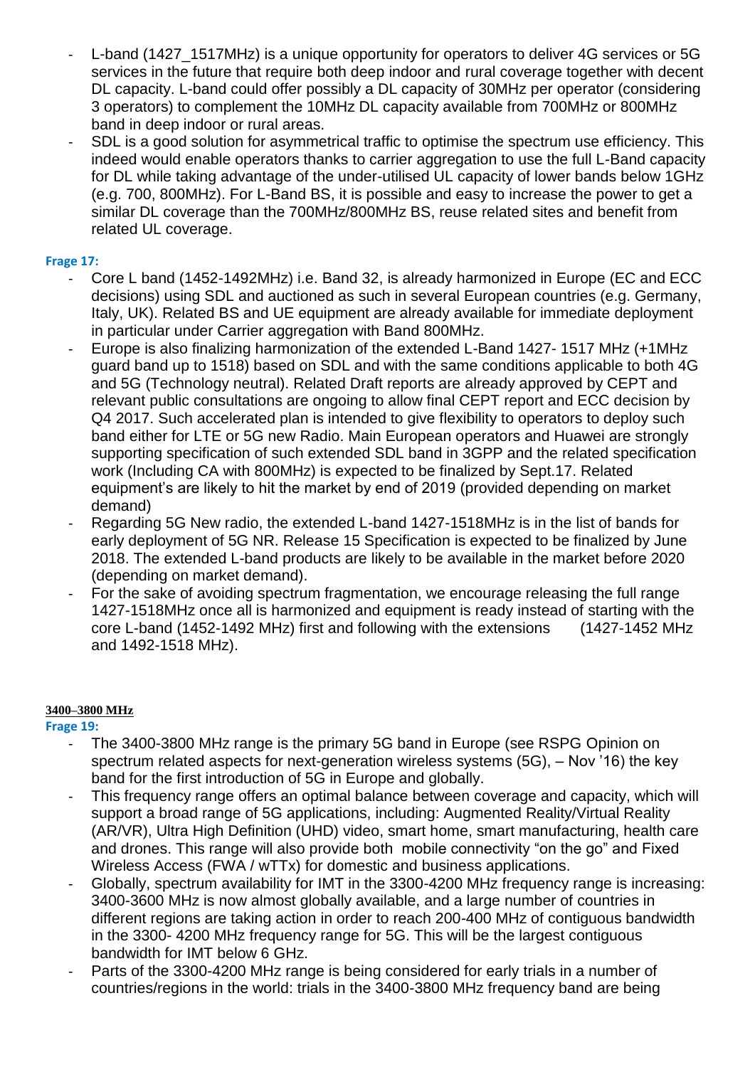- L-band (1427_1517MHz) is a unique opportunity for operators to deliver 4G services or 5G services in the future that require both deep indoor and rural coverage together with decent DL capacity. L-band could offer possibly a DL capacity of 30MHz per operator (considering 3 operators) to complement the 10MHz DL capacity available from 700MHz or 800MHz band in deep indoor or rural areas.
- SDL is a good solution for asymmetrical traffic to optimise the spectrum use efficiency. This indeed would enable operators thanks to carrier aggregation to use the full L-Band capacity for DL while taking advantage of the under-utilised UL capacity of lower bands below 1GHz (e.g. 700, 800MHz). For L-Band BS, it is possible and easy to increase the power to get a similar DL coverage than the 700MHz/800MHz BS, reuse related sites and benefit from related UL coverage.

**Frage 17:**

- Core L band (1452-1492MHz) i.e. Band 32, is already harmonized in Europe (EC and ECC decisions) using SDL and auctioned as such in several European countries (e.g. Germany, Italy, UK). Related BS and UE equipment are already available for immediate deployment in particular under Carrier aggregation with Band 800MHz.
- Europe is also finalizing harmonization of the extended L-Band 1427- 1517 MHz (+1MHz guard band up to 1518) based on SDL and with the same conditions applicable to both 4G and 5G (Technology neutral). Related Draft reports are already approved by CEPT and relevant public consultations are ongoing to allow final CEPT report and ECC decision by Q4 2017. Such accelerated plan is intended to give flexibility to operators to deploy such band either for LTE or 5G new Radio. Main European operators and Huawei are strongly supporting specification of such extended SDL band in 3GPP and the related specification work (Including CA with 800MHz) is expected to be finalized by Sept.17. Related equipment's are likely to hit the market by end of 2019 (provided depending on market demand)
- Regarding 5G New radio, the extended L-band 1427-1518MHz is in the list of bands for early deployment of 5G NR. Release 15 Specification is expected to be finalized by June 2018. The extended L-band products are likely to be available in the market before 2020 (depending on market demand).
- For the sake of avoiding spectrum fragmentation, we encourage releasing the full range 1427-1518MHz once all is harmonized and equipment is ready instead of starting with the core L-band (1452-1492 MHz) first and following with the extensions (1427-1452 MHz and 1492-1518 MHz).

**3400–3800 MHz**

**Frage 19:**

- The 3400-3800 MHz range is the primary 5G band in Europe (see RSPG Opinion on spectrum related aspects for next-generation wireless systems (5G), – Nov '16) the key band for the first introduction of 5G in Europe and globally.
- This frequency range offers an optimal balance between coverage and capacity, which will support a broad range of 5G applications, including: Augmented Reality/Virtual Reality (AR/VR), Ultra High Definition (UHD) video, smart home, smart manufacturing, health care and drones. This range will also provide both mobile connectivity "on the go" and Fixed Wireless Access (FWA / wTTx) for domestic and business applications.
- Globally, spectrum availability for IMT in the 3300-4200 MHz frequency range is increasing: 3400-3600 MHz is now almost globally available, and a large number of countries in different regions are taking action in order to reach 200-400 MHz of contiguous bandwidth in the 3300- 4200 MHz frequency range for 5G. This will be the largest contiguous bandwidth for IMT below 6 GHz.
- Parts of the 3300-4200 MHz range is being considered for early trials in a number of countries/regions in the world: trials in the 3400-3800 MHz frequency band are being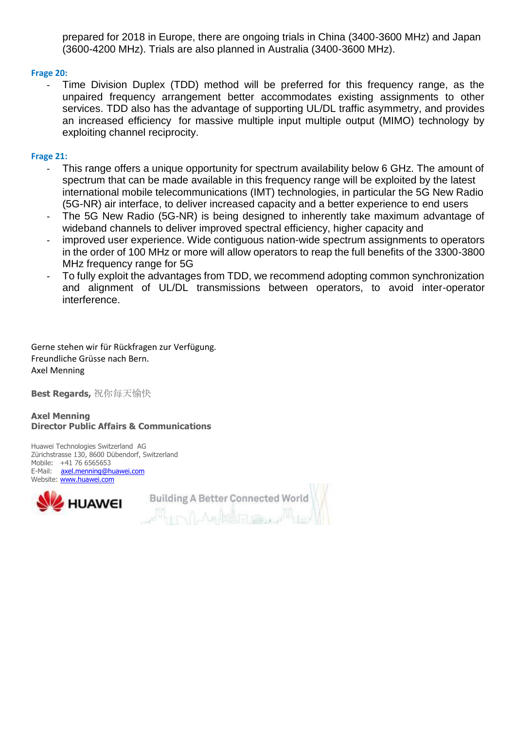prepared for 2018 in Europe, there are ongoing trials in China (3400-3600 MHz) and Japan (3600-4200 MHz). Trials are also planned in Australia (3400-3600 MHz).

**Frage 20:**

- Time Division Duplex (TDD) method will be preferred for this frequency range, as the unpaired frequency arrangement better accommodates existing assignments to other services. TDD also has the advantage of supporting UL/DL traffic asymmetry, and provides an increased efficiency for massive multiple input multiple output (MIMO) technology by exploiting channel reciprocity.

**Frage 21:**

- This range offers a unique opportunity for spectrum availability below 6 GHz. The amount of spectrum that can be made available in this frequency range will be exploited by the latest international mobile telecommunications (IMT) technologies, in particular the 5G New Radio (5G-NR) air interface, to deliver increased capacity and a better experience to end users
- The 5G New Radio (5G-NR) is being designed to inherently take maximum advantage of wideband channels to deliver improved spectral efficiency, higher capacity and
- improved user experience. Wide contiguous nation-wide spectrum assignments to operators in the order of 100 MHz or more will allow operators to reap the full benefits of the 3300-3800 MHz frequency range for 5G
- To fully exploit the advantages from TDD, we recommend adopting common synchronization and alignment of UL/DL transmissions between operators, to avoid inter-operator interference.

Gerne stehen wir für Rückfragen zur Verfügung.
Freundliche Grüsse nach Bern.
Axel Menning

**Best Regards,** 祝你每天愉快

**Axel Menning**
**Director Public Affairs & Communications**

Huawei Technologies Switzerland AG
Zürichstrasse 130, 8600 Dübendorf, Switzerland
Mobile: +41 76 6565653
E-Mail: axel.menning@huawei.com
Website: www.huawei.com

HUAWEI

Building A Better Connected World